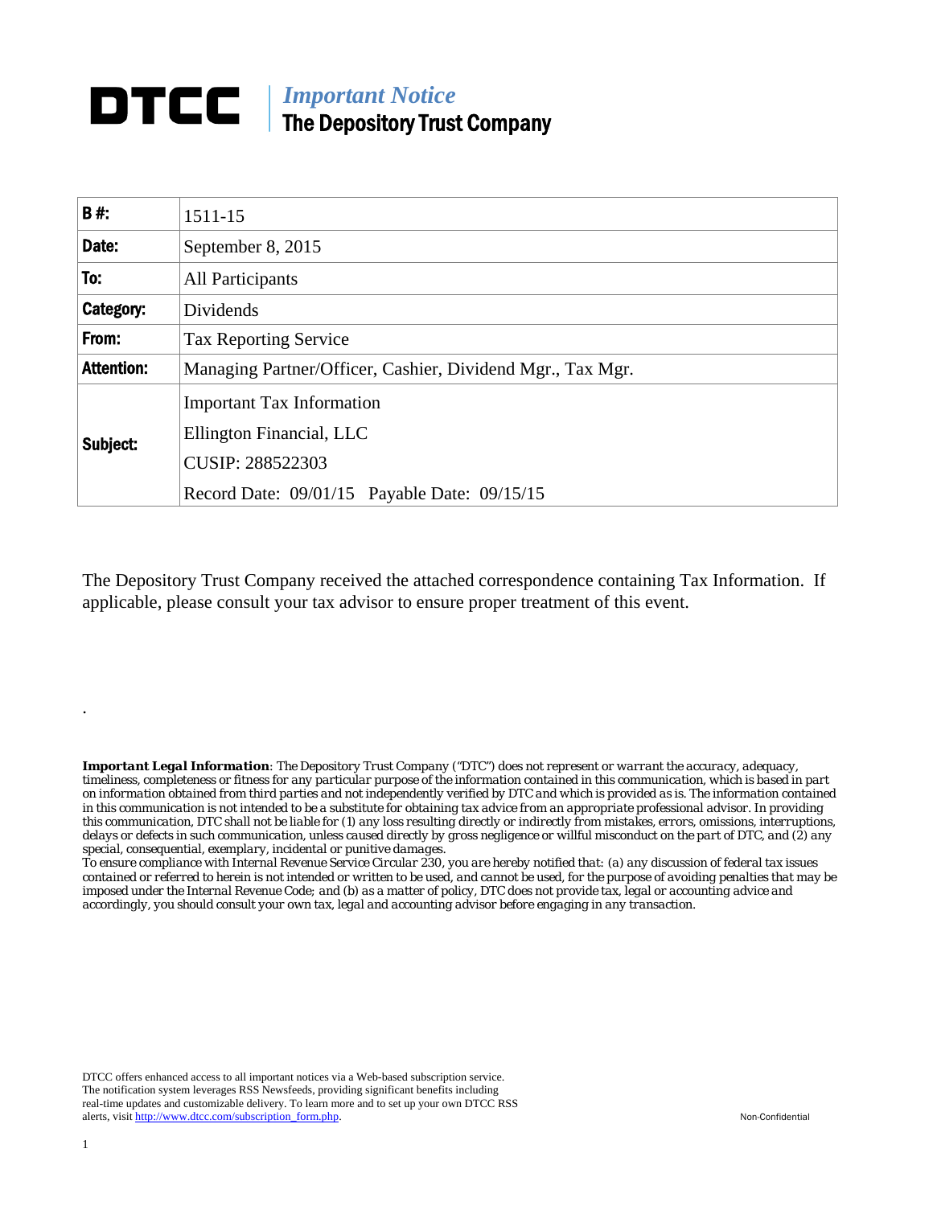# DTCC | *Important Notice*
## The Depository Trust Company

| | |
|---|---|
| **B #:** | 1511-15 |
| **Date:** | September 8, 2015 |
| **To:** | All Participants |
| **Category:** | Dividends |
| **From:** | Tax Reporting Service |
| **Attention:** | Managing Partner/Officer, Cashier, Dividend Mgr., Tax Mgr. |
| **Subject:** | Important Tax Information<br>Ellington Financial, LLC<br>CUSIP: 288522303<br>Record Date: 09/01/15 Payable Date: 09/15/15 |

The Depository Trust Company received the attached correspondence containing Tax Information. If applicable, please consult your tax advisor to ensure proper treatment of this event.

.

***Important Legal Information***: *The Depository Trust Company ("DTC") does not represent or warrant the accuracy, adequacy, timeliness, completeness or fitness for any particular purpose of the information contained in this communication, which is based in part on information obtained from third parties and not independently verified by DTC and which is provided as is. The information contained in this communication is not intended to be a substitute for obtaining tax advice from an appropriate professional advisor. In providing this communication, DTC shall not be liable for (1) any loss resulting directly or indirectly from mistakes, errors, omissions, interruptions, delays or defects in such communication, unless caused directly by gross negligence or willful misconduct on the part of DTC, and (2) any special, consequential, exemplary, incidental or punitive damages.*
*To ensure compliance with Internal Revenue Service Circular 230, you are hereby notified that: (a) any discussion of federal tax issues contained or referred to herein is not intended or written to be used, and cannot be used, for the purpose of avoiding penalties that may be imposed under the Internal Revenue Code; and (b) as a matter of policy, DTC does not provide tax, legal or accounting advice and accordingly, you should consult your own tax, legal and accounting advisor before engaging in any transaction.*

DTCC offers enhanced access to all important notices via a Web-based subscription service. The notification system leverages RSS Newsfeeds, providing significant benefits including real-time updates and customizable delivery. To learn more and to set up your own DTCC RSS alerts, visit http://www.dtcc.com/subscription_form.php.

Non-Confidential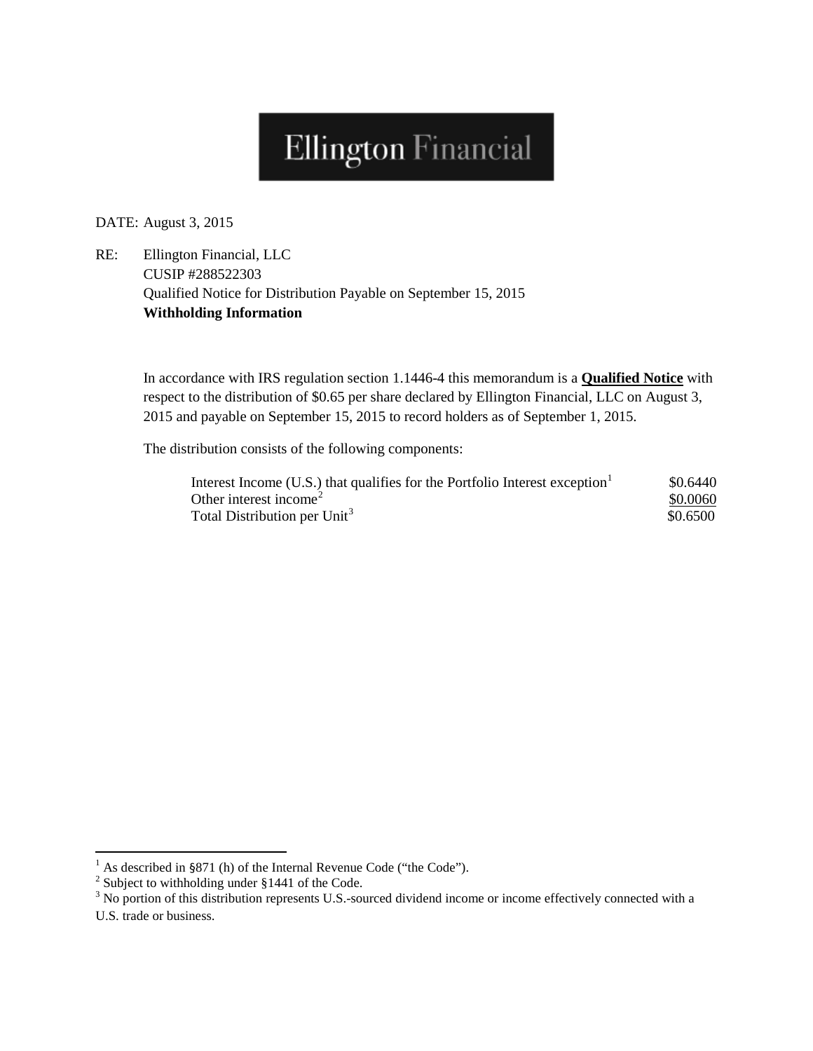Ellington Financial

DATE: August 3, 2015

RE: Ellington Financial, LLC
CUSIP #288522303
Qualified Notice for Distribution Payable on September 15, 2015
**Withholding Information**

In accordance with IRS regulation section 1.1446-4 this memorandum is a **Qualified Notice** with respect to the distribution of $0.65 per share declared by Ellington Financial, LLC on August 3, 2015 and payable on September 15, 2015 to record holders as of September 1, 2015.

The distribution consists of the following components:

| | |
|---|---|
| Interest Income (U.S.) that qualifies for the Portfolio Interest exception[1] | $0.6440 |
| Other interest income[2] | $0.0060 |
| Total Distribution per Unit[3] | $0.6500 |

---

[1] As described in §871 (h) of the Internal Revenue Code ("the Code").

[2] Subject to withholding under §1441 of the Code.

[3] No portion of this distribution represents U.S.-sourced dividend income or income effectively connected with a U.S. trade or business.